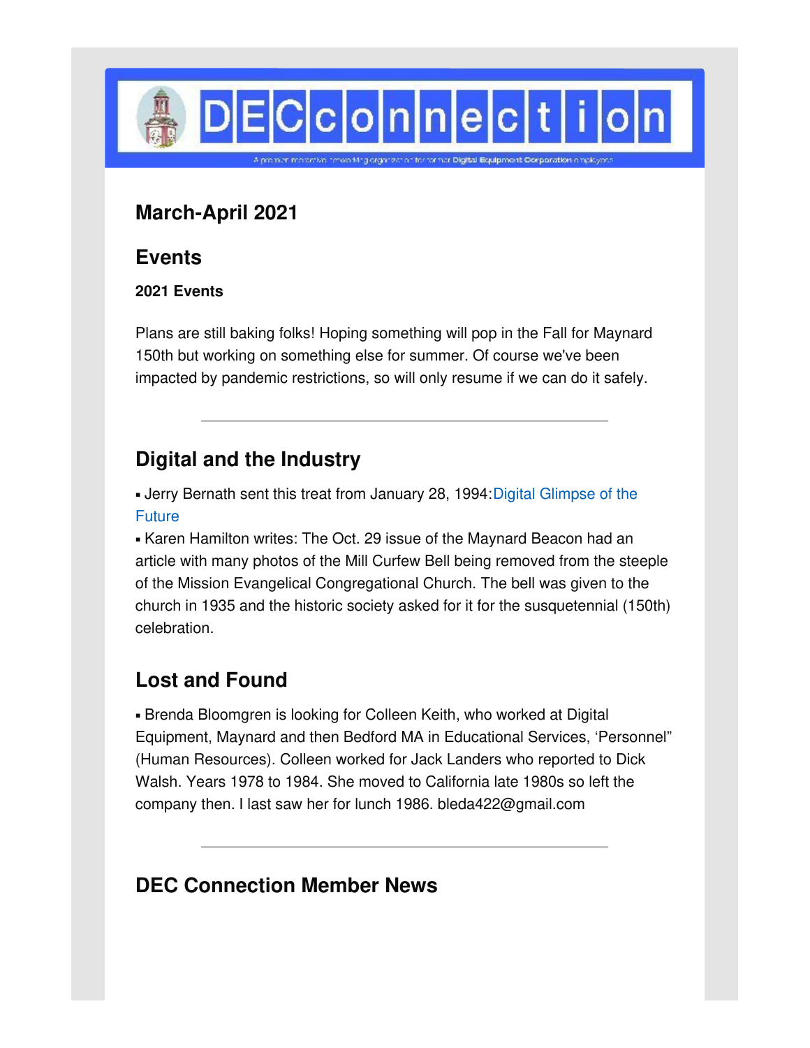# DECconnection

A premier member-run networking organization for former Digital Equipment Corporation employees

## March-April 2021

## Events

### 2021 Events

Plans are still baking folks! Hoping something will pop in the Fall for Maynard 150th but working on something else for summer. Of course we've been impacted by pandemic restrictions, so will only resume if we can do it safely.

---

## Digital and the Industry

- Jerry Bernath sent this treat from January 28, 1994: Digital Glimpse of the Future
- Karen Hamilton writes: The Oct. 29 issue of the Maynard Beacon had an article with many photos of the Mill Curfew Bell being removed from the steeple of the Mission Evangelical Congregational Church. The bell was given to the church in 1935 and the historic society asked for it for the susquetennial (150th) celebration.

## Lost and Found

- Brenda Bloomgren is looking for Colleen Keith, who worked at Digital Equipment, Maynard and then Bedford MA in Educational Services, 'Personnel" (Human Resources). Colleen worked for Jack Landers who reported to Dick Walsh. Years 1978 to 1984. She moved to California late 1980s so left the company then. I last saw her for lunch 1986. bleda422@gmail.com

---

## DEC Connection Member News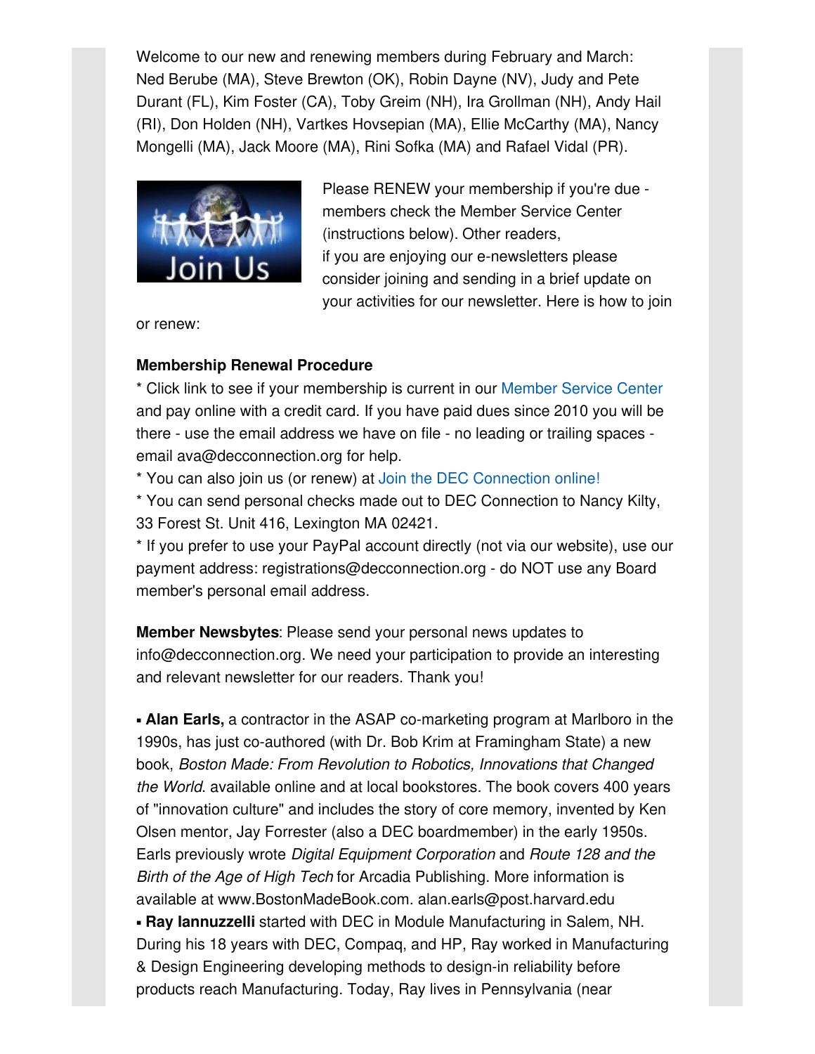Welcome to our new and renewing members during February and March: Ned Berube (MA), Steve Brewton (OK), Robin Dayne (NV), Judy and Pete Durant (FL), Kim Foster (CA), Toby Greim (NH), Ira Grollman (NH), Andy Hail (RI), Don Holden (NH), Vartkes Hovsepian (MA), Ellie McCarthy (MA), Nancy Mongelli (MA), Jack Moore (MA), Rini Sofka (MA) and Rafael Vidal (PR).

Please RENEW your membership if you're due - members check the Member Service Center (instructions below). Other readers, if you are enjoying our e-newsletters please consider joining and sending in a brief update on your activities for our newsletter. Here is how to join or renew:

**Membership Renewal Procedure**

* Click link to see if your membership is current in our Member Service Center and pay online with a credit card. If you have paid dues since 2010 you will be there - use the email address we have on file - no leading or trailing spaces - email ava@decconnection.org for help.
* You can also join us (or renew) at Join the DEC Connection online!
* You can send personal checks made out to DEC Connection to Nancy Kilty, 33 Forest St. Unit 416, Lexington MA 02421.
* If you prefer to use your PayPal account directly (not via our website), use our payment address: registrations@decconnection.org - do NOT use any Board member's personal email address.

**Member Newsbytes**: Please send your personal news updates to info@decconnection.org. We need your participation to provide an interesting and relevant newsletter for our readers. Thank you!

- **Alan Earls,** a contractor in the ASAP co-marketing program at Marlboro in the 1990s, has just co-authored (with Dr. Bob Krim at Framingham State) a new book, *Boston Made: From Revolution to Robotics, Innovations that Changed the World*. available online and at local bookstores. The book covers 400 years of "innovation culture" and includes the story of core memory, invented by Ken Olsen mentor, Jay Forrester (also a DEC boardmember) in the early 1950s. Earls previously wrote *Digital Equipment Corporation* and *Route 128 and the Birth of the Age of High Tech* for Arcadia Publishing. More information is available at www.BostonMadeBook.com. alan.earls@post.harvard.edu
- **Ray Iannuzzelli** started with DEC in Module Manufacturing in Salem, NH. During his 18 years with DEC, Compaq, and HP, Ray worked in Manufacturing & Design Engineering developing methods to design-in reliability before products reach Manufacturing. Today, Ray lives in Pennsylvania (near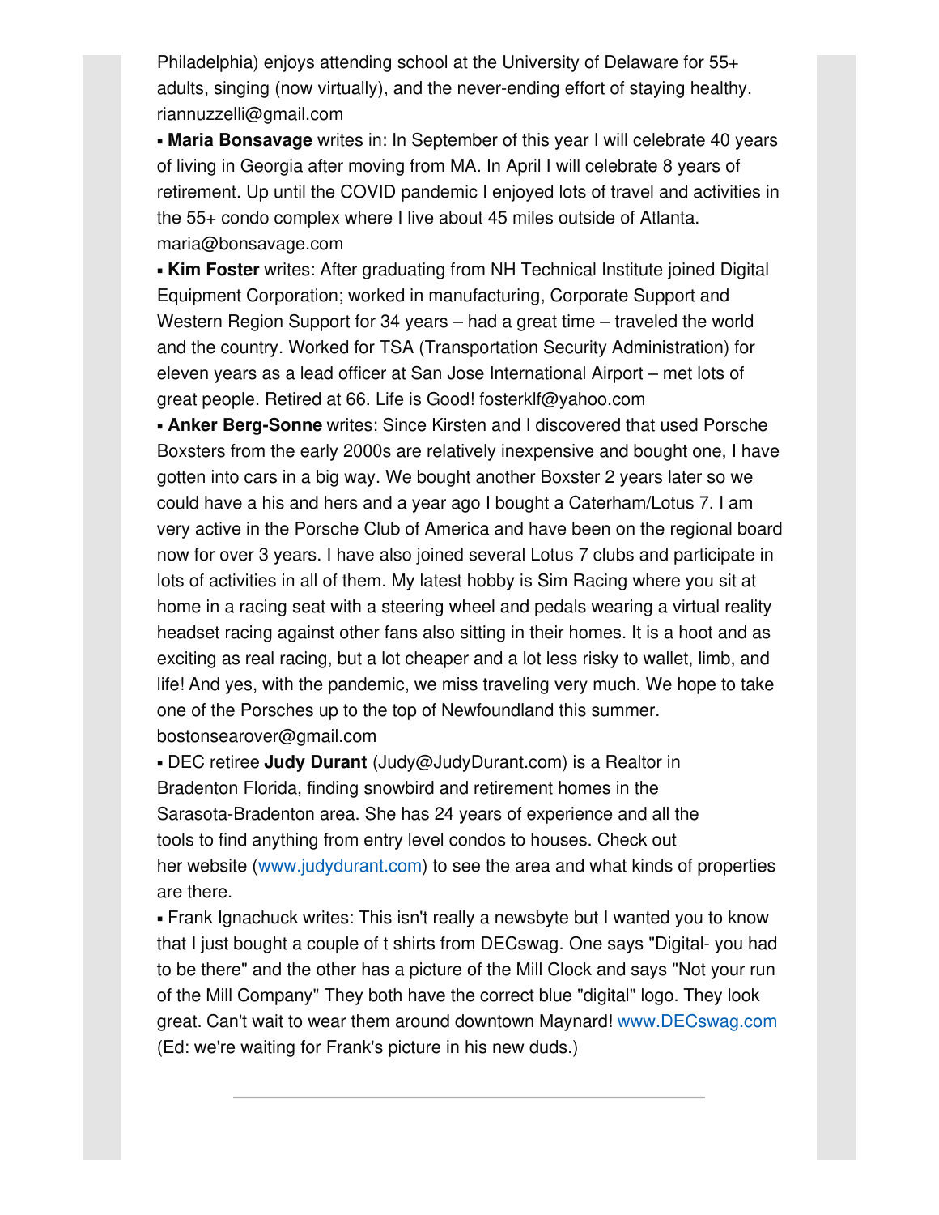Philadelphia) enjoys attending school at the University of Delaware for 55+ adults, singing (now virtually), and the never-ending effort of staying healthy. riannuzzelli@gmail.com

▪ **Maria Bonsavage** writes in: In September of this year I will celebrate 40 years of living in Georgia after moving from MA. In April I will celebrate 8 years of retirement. Up until the COVID pandemic I enjoyed lots of travel and activities in the 55+ condo complex where I live about 45 miles outside of Atlanta. maria@bonsavage.com

▪ **Kim Foster** writes: After graduating from NH Technical Institute joined Digital Equipment Corporation; worked in manufacturing, Corporate Support and Western Region Support for 34 years – had a great time – traveled the world and the country. Worked for TSA (Transportation Security Administration) for eleven years as a lead officer at San Jose International Airport – met lots of great people. Retired at 66. Life is Good! fosterklf@yahoo.com

▪ **Anker Berg-Sonne** writes: Since Kirsten and I discovered that used Porsche Boxsters from the early 2000s are relatively inexpensive and bought one, I have gotten into cars in a big way. We bought another Boxster 2 years later so we could have a his and hers and a year ago I bought a Caterham/Lotus 7. I am very active in the Porsche Club of America and have been on the regional board now for over 3 years. I have also joined several Lotus 7 clubs and participate in lots of activities in all of them. My latest hobby is Sim Racing where you sit at home in a racing seat with a steering wheel and pedals wearing a virtual reality headset racing against other fans also sitting in their homes. It is a hoot and as exciting as real racing, but a lot cheaper and a lot less risky to wallet, limb, and life! And yes, with the pandemic, we miss traveling very much. We hope to take one of the Porsches up to the top of Newfoundland this summer. bostonsearover@gmail.com

▪ DEC retiree **Judy Durant** (Judy@JudyDurant.com) is a Realtor in Bradenton Florida, finding snowbird and retirement homes in the Sarasota-Bradenton area. She has 24 years of experience and all the tools to find anything from entry level condos to houses. Check out her website (www.judydurant.com) to see the area and what kinds of properties are there.

▪ Frank Ignachuck writes: This isn't really a newsbyte but I wanted you to know that I just bought a couple of t shirts from DECswag. One says "Digital- you had to be there" and the other has a picture of the Mill Clock and says "Not your run of the Mill Company" They both have the correct blue "digital" logo. They look great. Can't wait to wear them around downtown Maynard! www.DECswag.com (Ed: we're waiting for Frank's picture in his new duds.)

---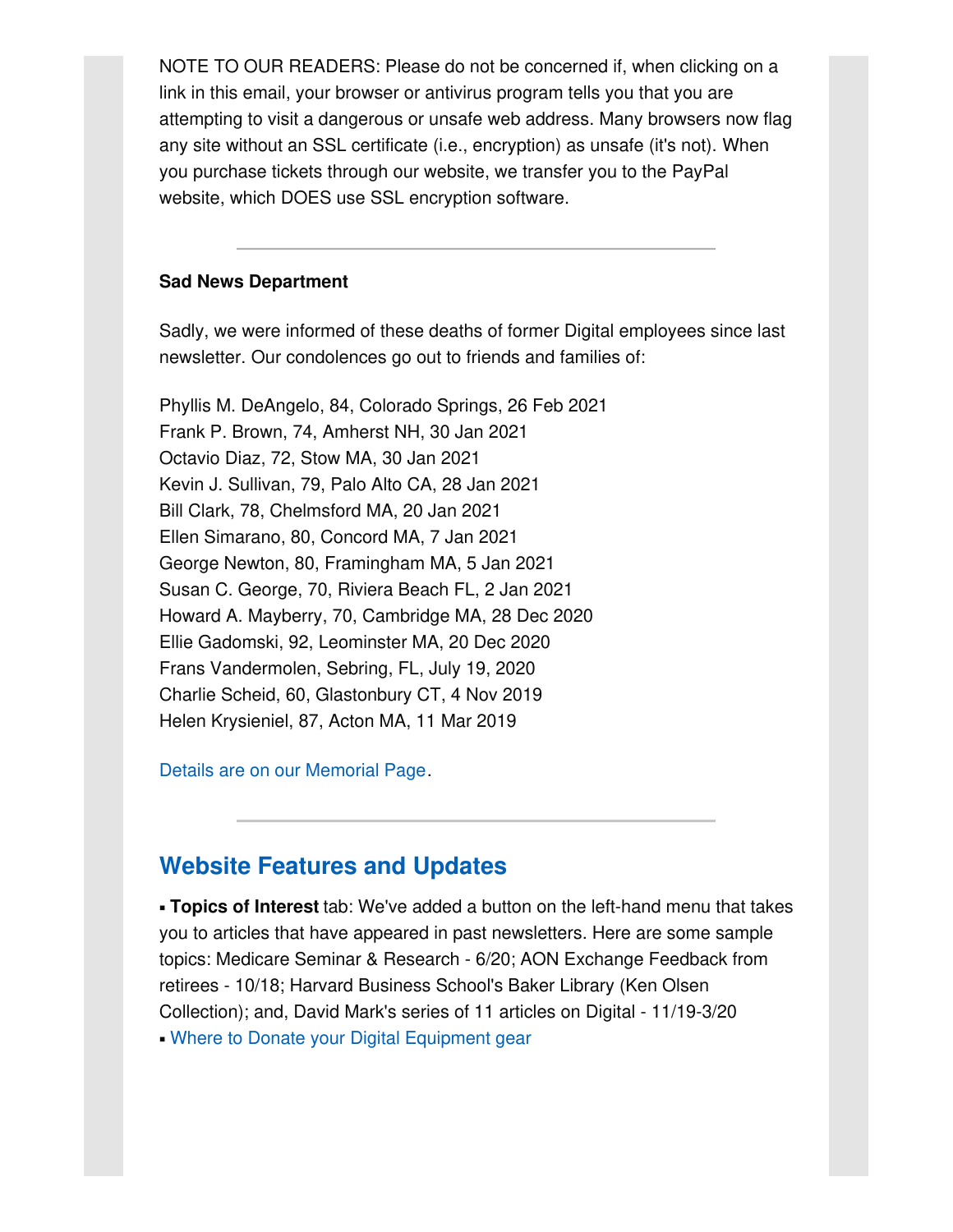NOTE TO OUR READERS: Please do not be concerned if, when clicking on a link in this email, your browser or antivirus program tells you that you are attempting to visit a dangerous or unsafe web address. Many browsers now flag any site without an SSL certificate (i.e., encryption) as unsafe (it's not). When you purchase tickets through our website, we transfer you to the PayPal website, which DOES use SSL encryption software.

---

**Sad News Department**

Sadly, we were informed of these deaths of former Digital employees since last newsletter. Our condolences go out to friends and families of:

Phyllis M. DeAngelo, 84, Colorado Springs, 26 Feb 2021
Frank P. Brown, 74, Amherst NH, 30 Jan 2021
Octavio Diaz, 72, Stow MA, 30 Jan 2021
Kevin J. Sullivan, 79, Palo Alto CA, 28 Jan 2021
Bill Clark, 78, Chelmsford MA, 20 Jan 2021
Ellen Simarano, 80, Concord MA, 7 Jan 2021
George Newton, 80, Framingham MA, 5 Jan 2021
Susan C. George, 70, Riviera Beach FL, 2 Jan 2021
Howard A. Mayberry, 70, Cambridge MA, 28 Dec 2020
Ellie Gadomski, 92, Leominster MA, 20 Dec 2020
Frans Vandermolen, Sebring, FL, July 19, 2020
Charlie Scheid, 60, Glastonbury CT, 4 Nov 2019
Helen Krysieniel, 87, Acton MA, 11 Mar 2019

Details are on our Memorial Page.

---

## Website Features and Updates

- **Topics of Interest** tab: We've added a button on the left-hand menu that takes you to articles that have appeared in past newsletters. Here are some sample topics: Medicare Seminar & Research - 6/20; AON Exchange Feedback from retirees - 10/18; Harvard Business School's Baker Library (Ken Olsen Collection); and, David Mark's series of 11 articles on Digital - 11/19-3/20
- Where to Donate your Digital Equipment gear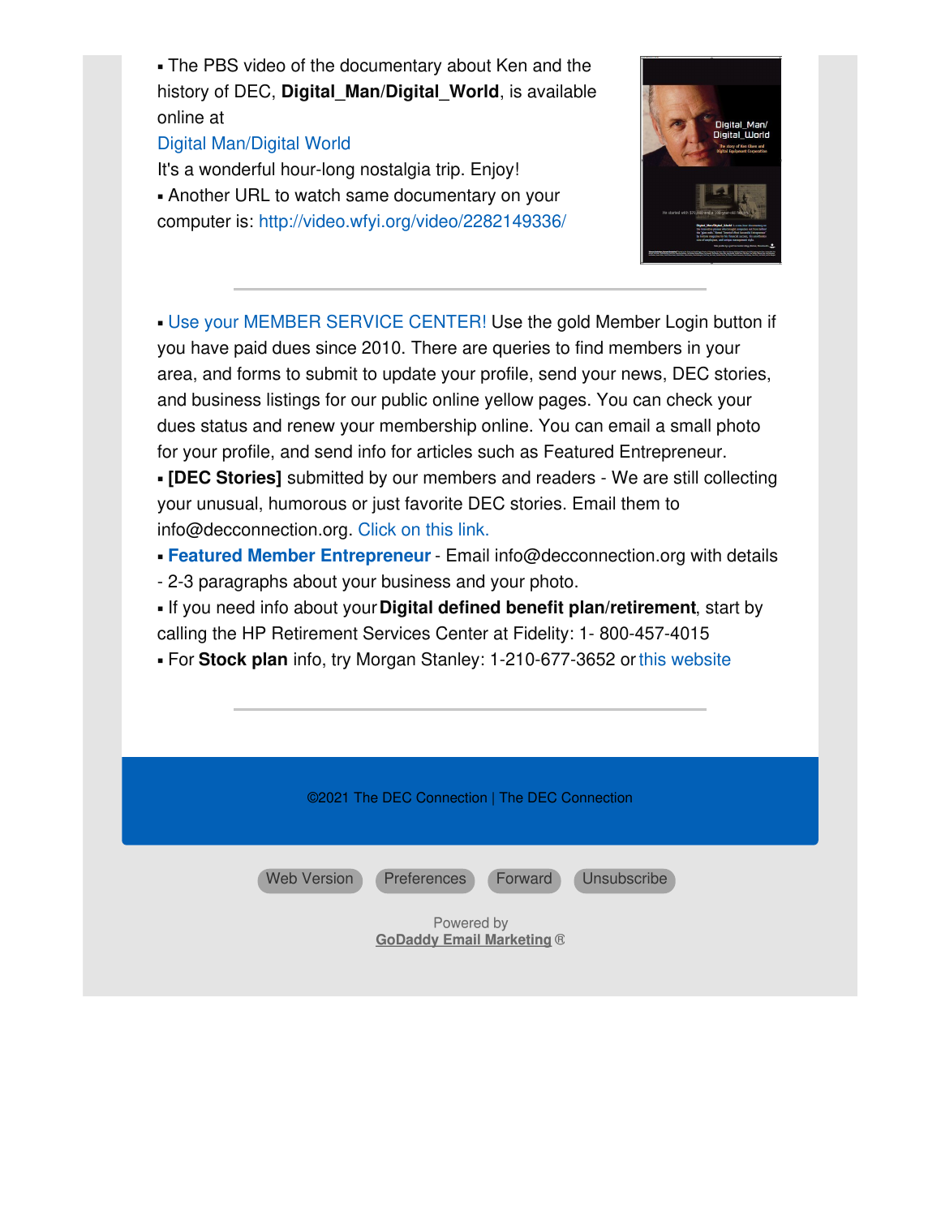- The PBS video of the documentary about Ken and the history of DEC, **Digital_Man/Digital_World**, is available online at

Digital Man/Digital World

It's a wonderful hour-long nostalgia trip. Enjoy!

- Another URL to watch same documentary on your computer is: http://video.wfyi.org/video/2282149336/

---

- Use your MEMBER SERVICE CENTER! Use the gold Member Login button if you have paid dues since 2010. There are queries to find members in your area, and forms to submit to update your profile, send your news, DEC stories, and business listings for our public online yellow pages. You can check your dues status and renew your membership online. You can email a small photo for your profile, and send info for articles such as Featured Entrepreneur.
- **[DEC Stories]** submitted by our members and readers - We are still collecting your unusual, humorous or just favorite DEC stories. Email them to info@decconnection.org. Click on this link.
- **Featured Member Entrepreneur** - Email info@decconnection.org with details - 2-3 paragraphs about your business and your photo.
- If you need info about your **Digital defined benefit plan/retirement**, start by calling the HP Retirement Services Center at Fidelity: 1- 800-457-4015
- For **Stock plan** info, try Morgan Stanley: 1-210-677-3652 or this website

---

©2021 The DEC Connection | The DEC Connection

Web Version Preferences Forward Unsubscribe

Powered by
GoDaddy Email Marketing ®